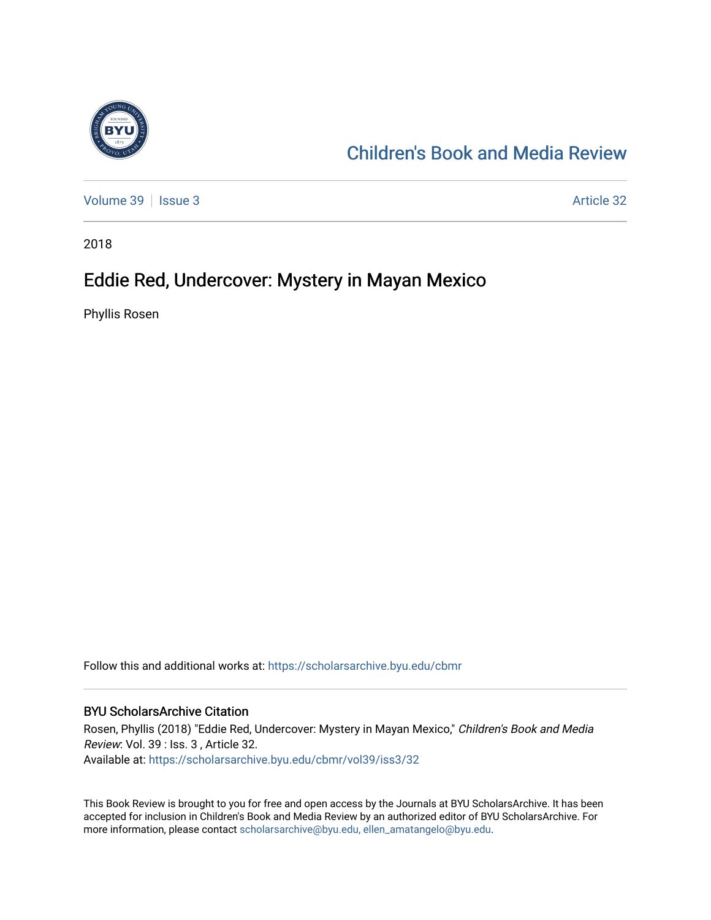Children's Book and Media Review

Volume 39 | Issue 3 Article 32

2018

# Eddie Red, Undercover: Mystery in Mayan Mexico

Phyllis Rosen

Follow this and additional works at: https://scholarsarchive.byu.edu/cbmr

## BYU ScholarsArchive Citation

Rosen, Phyllis (2018) "Eddie Red, Undercover: Mystery in Mayan Mexico," *Children's Book and Media Review*: Vol. 39 : Iss. 3 , Article 32.
Available at: https://scholarsarchive.byu.edu/cbmr/vol39/iss3/32

This Book Review is brought to you for free and open access by the Journals at BYU ScholarsArchive. It has been accepted for inclusion in Children's Book and Media Review by an authorized editor of BYU ScholarsArchive. For more information, please contact scholarsarchive@byu.edu, ellen_amatangelo@byu.edu.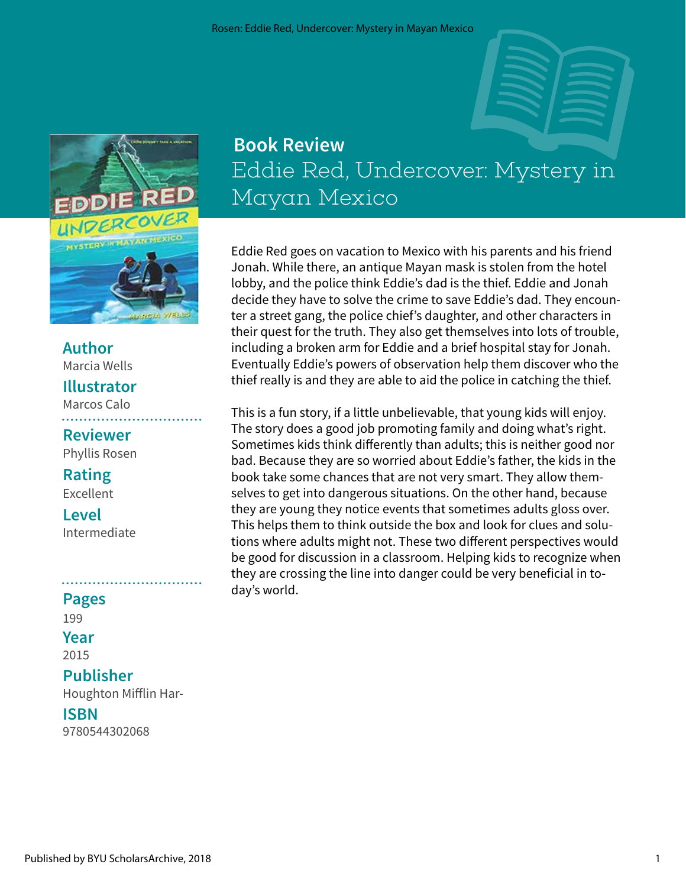## Book Review

# Eddie Red, Undercover: Mystery in Mayan Mexico

**Author**
Marcia Wells

**Illustrator**
Marcos Calo

**Reviewer**
Phyllis Rosen

**Rating**
Excellent

**Level**
Intermediate

**Pages**
199

**Year**
2015

**Publisher**
Houghton Mifflin Har-

**ISBN**
9780544302068

Eddie Red goes on vacation to Mexico with his parents and his friend Jonah. While there, an antique Mayan mask is stolen from the hotel lobby, and the police think Eddie's dad is the thief. Eddie and Jonah decide they have to solve the crime to save Eddie's dad. They encounter a street gang, the police chief's daughter, and other characters in their quest for the truth. They also get themselves into lots of trouble, including a broken arm for Eddie and a brief hospital stay for Jonah. Eventually Eddie's powers of observation help them discover who the thief really is and they are able to aid the police in catching the thief.

This is a fun story, if a little unbelievable, that young kids will enjoy. The story does a good job promoting family and doing what's right. Sometimes kids think differently than adults; this is neither good nor bad. Because they are so worried about Eddie's father, the kids in the book take some chances that are not very smart. They allow themselves to get into dangerous situations. On the other hand, because they are young they notice events that sometimes adults gloss over. This helps them to think outside the box and look for clues and solutions where adults might not. These two different perspectives would be good for discussion in a classroom. Helping kids to recognize when they are crossing the line into danger could be very beneficial in today's world.